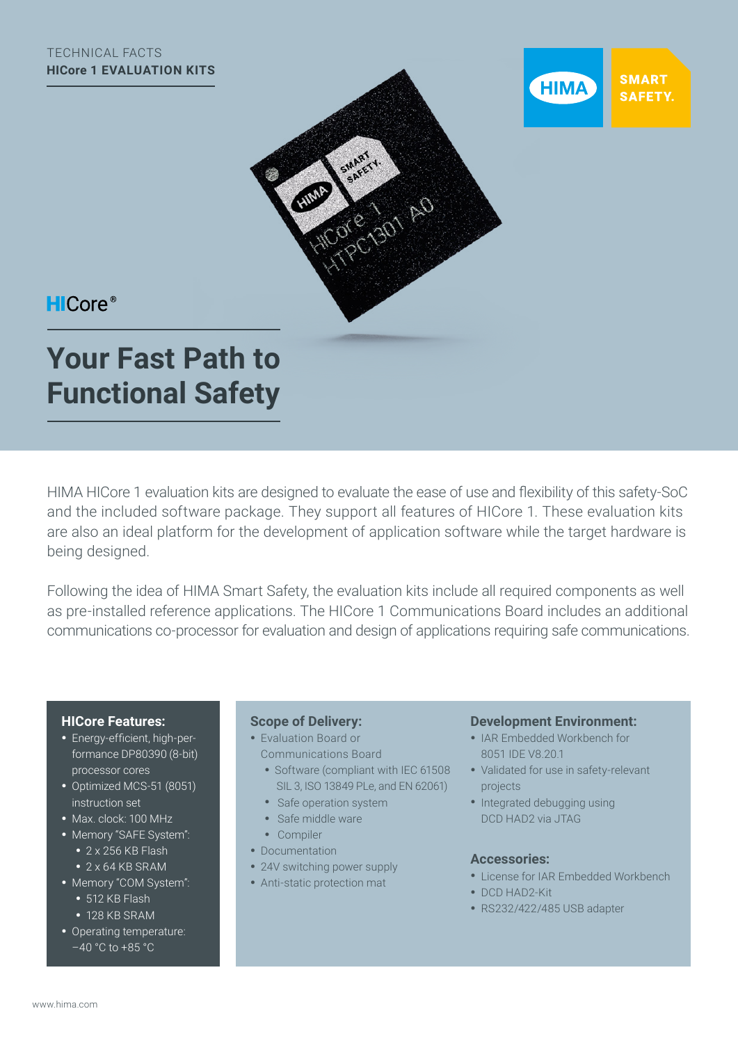TECHNICAL FACTS

**HICore 1 EVALUATION KITS**

HICore®

# Your Fast Path to Functional Safety

HIMA HICore 1 evaluation kits are designed to evaluate the ease of use and flexibility of this safety-SoC and the included software package. They support all features of HICore 1. These evaluation kits are also an ideal platform for the development of application software while the target hardware is being designed.

Following the idea of HIMA Smart Safety, the evaluation kits include all required components as well as pre-installed reference applications. The HICore 1 Communications Board includes an additional communications co-processor for evaluation and design of applications requiring safe communications.

### HICore Features:

- Energy-efficient, high-performance DP80390 (8-bit) processor cores
- Optimized MCS-51 (8051) instruction set
- Max. clock: 100 MHz
- Memory "SAFE System":
  - 2 x 256 KB Flash
  - 2 x 64 KB SRAM
- Memory "COM System":
  - 512 KB Flash
  - 128 KB SRAM
- Operating temperature: −40 °C to +85 °C

### Scope of Delivery:

- Evaluation Board or Communications Board
  - Software (compliant with IEC 61508 SIL 3, ISO 13849 PLe, and EN 62061)
  - Safe operation system
  - Safe middle ware
  - Compiler
- Documentation
- 24V switching power supply
- Anti-static protection mat

### Development Environment:

- IAR Embedded Workbench for 8051 IDE V8.20.1
- Validated for use in safety-relevant projects
- Integrated debugging using DCD HAD2 via JTAG

### Accessories:

- License for IAR Embedded Workbench
- DCD HAD2-Kit
- RS232/422/485 USB adapter

www.hima.com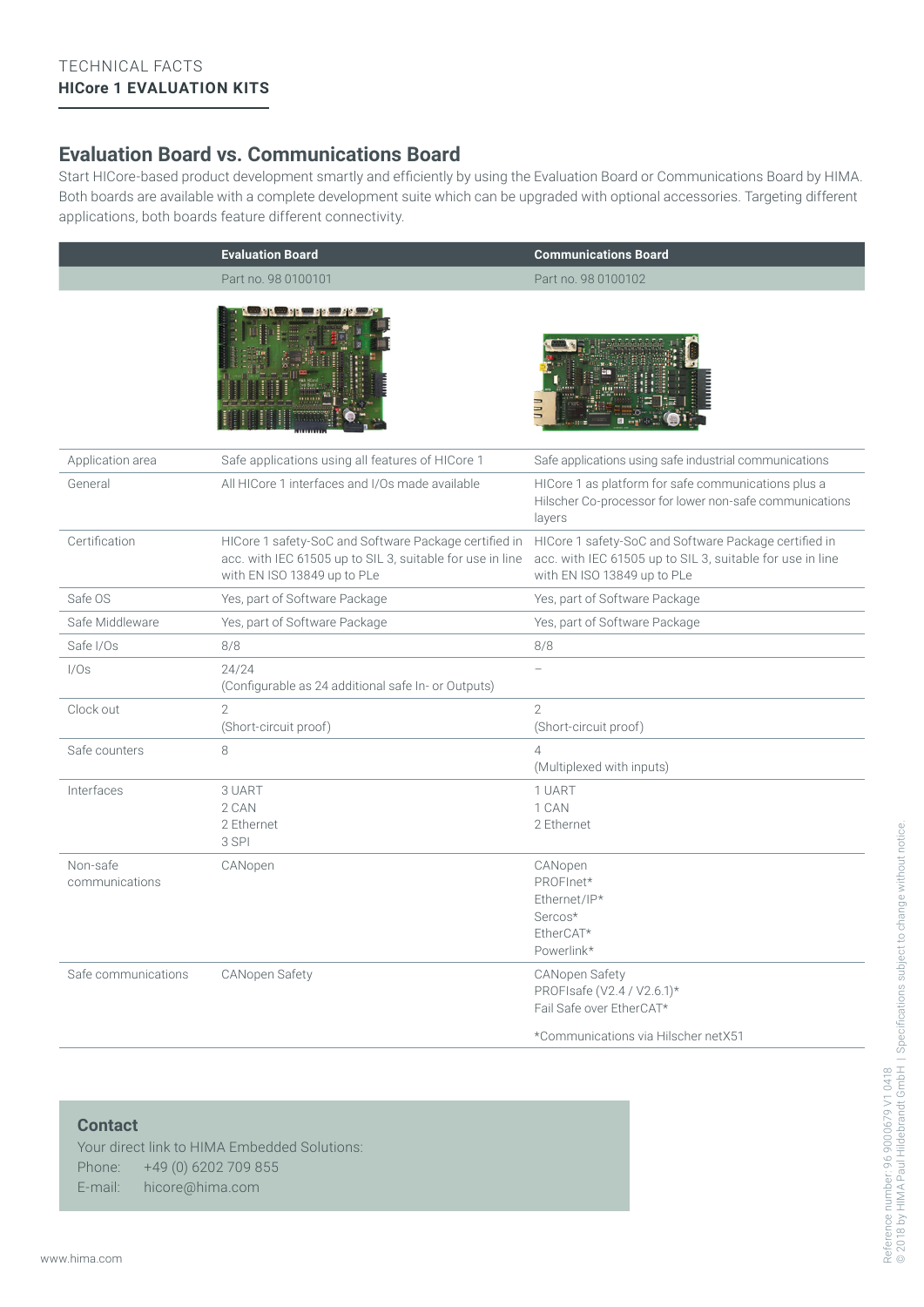TECHNICAL FACTS
**HICore 1 EVALUATION KITS**

## Evaluation Board vs. Communications Board

Start HICore-based product development smartly and efficiently by using the Evaluation Board or Communications Board by HIMA. Both boards are available with a complete development suite which can be upgraded with optional accessories. Targeting different applications, both boards feature different connectivity.

| | **Evaluation Board** | **Communications Board** |
|---|---|---|
| | Part no. 98 0100101 | Part no. 98 0100102 |
| Application area | Safe applications using all features of HICore 1 | Safe applications using safe industrial communications |
| General | All HICore 1 interfaces and I/Os made available | HICore 1 as platform for safe communications plus a Hilscher Co-processor for lower non-safe communications layers |
| Certification | HICore 1 safety-SoC and Software Package certified in acc. with IEC 61505 up to SIL 3, suitable for use in line with EN ISO 13849 up to PLe | HICore 1 safety-SoC and Software Package certified in acc. with IEC 61505 up to SIL 3, suitable for use in line with EN ISO 13849 up to PLe |
| Safe OS | Yes, part of Software Package | Yes, part of Software Package |
| Safe Middleware | Yes, part of Software Package | Yes, part of Software Package |
| Safe I/Os | 8/8 | 8/8 |
| I/Os | 24/24<br>(Configurable as 24 additional safe In- or Outputs) | – |
| Clock out | 2<br>(Short-circuit proof) | 2<br>(Short-circuit proof) |
| Safe counters | 8 | 4<br>(Multiplexed with inputs) |
| Interfaces | 3 UART<br>2 CAN<br>2 Ethernet<br>3 SPI | 1 UART<br>1 CAN<br>2 Ethernet |
| Non-safe communications | CANopen | CANopen<br>PROFInet*<br>Ethernet/IP*<br>Sercos*<br>EtherCAT*<br>Powerlink* |
| Safe communications | CANopen Safety | CANopen Safety<br>PROFIsafe (V2.4 / V2.6.1)*<br>Fail Safe over EtherCAT*<br><br>*Communications via Hilscher netX51 |

### Contact

Your direct link to HIMA Embedded Solutions:
Phone: +49 (0) 6202 709 855
E-mail: hicore@hima.com

www.hima.com

Reference number: 96 9000679 V1 0418
© 2018 by HIMA Paul Hildebrandt GmbH | Specifications subject to change without notice.